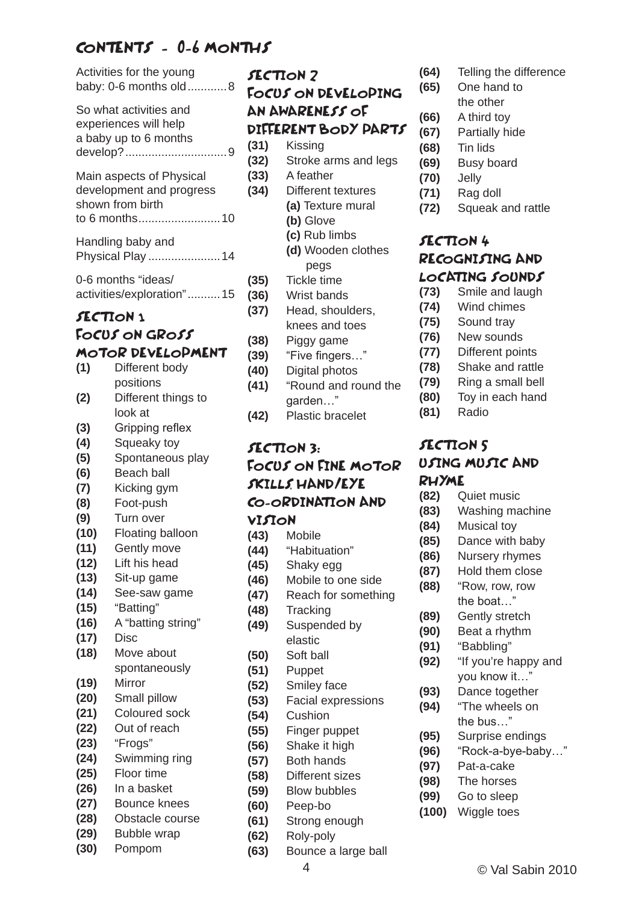# Contents - 0-6 months

Activities for the young baby: 0-6 months old............8

So what activities and experiences will help a baby up to 6 months develop?...............................9

Main aspects of Physical development and progress shown from birth to 6 months.........................10

Handling baby and Physical Play......................14

0-6 months "ideas/ activities/exploration"..........15

## Section 1 Focus on Gross Motor Development

**(1)** Different body positions
**(2)** Different things to look at
**(3)** Gripping reflex
**(4)** Squeaky toy
**(5)** Spontaneous play
**(6)** Beach ball
**(7)** Kicking gym
**(8)** Foot-push
**(9)** Turn over
**(10)** Floating balloon
**(11)** Gently move
**(12)** Lift his head
**(13)** Sit-up game
**(14)** See-saw game
**(15)** "Batting"
**(16)** A "batting string"
**(17)** Disc
**(18)** Move about spontaneously
**(19)** Mirror
**(20)** Small pillow
**(21)** Coloured sock
**(22)** Out of reach
**(23)** "Frogs"
**(24)** Swimming ring
**(25)** Floor time
**(26)** In a basket
**(27)** Bounce knees
**(28)** Obstacle course
**(29)** Bubble wrap
**(30)** Pompom

## Section 2 Focus on Developing an Awareness of Different Body Parts

**(31)** Kissing
**(32)** Stroke arms and legs
**(33)** A feather
**(34)** Different textures
- **(a)** Texture mural
- **(b)** Glove
- **(c)** Rub limbs
- **(d)** Wooden clothes pegs

**(35)** Tickle time
**(36)** Wrist bands
**(37)** Head, shoulders, knees and toes
**(38)** Piggy game
**(39)** "Five fingers…"
**(40)** Digital photos
**(41)** "Round and round the garden…"
**(42)** Plastic bracelet

## Section 3: Focus on Fine Motor Skills, Hand/Eye Co-ordination and Vision

**(43)** Mobile
**(44)** "Habituation"
**(45)** Shaky egg
**(46)** Mobile to one side
**(47)** Reach for something
**(48)** Tracking
**(49)** Suspended by elastic
**(50)** Soft ball
**(51)** Puppet
**(52)** Smiley face
**(53)** Facial expressions
**(54)** Cushion
**(55)** Finger puppet
**(56)** Shake it high
**(57)** Both hands
**(58)** Different sizes
**(59)** Blow bubbles
**(60)** Peep-bo
**(61)** Strong enough
**(62)** Roly-poly
**(63)** Bounce a large ball
**(64)** Telling the difference
**(65)** One hand to the other
**(66)** A third toy
**(67)** Partially hide
**(68)** Tin lids
**(69)** Busy board
**(70)** Jelly
**(71)** Rag doll
**(72)** Squeak and rattle

## Section 4 Recognising and Locating Sounds

**(73)** Smile and laugh
**(74)** Wind chimes
**(75)** Sound tray
**(76)** New sounds
**(77)** Different points
**(78)** Shake and rattle
**(79)** Ring a small bell
**(80)** Toy in each hand
**(81)** Radio

## Section 5 Using Music and Rhyme

**(82)** Quiet music
**(83)** Washing machine
**(84)** Musical toy
**(85)** Dance with baby
**(86)** Nursery rhymes
**(87)** Hold them close
**(88)** "Row, row, row the boat…"
**(89)** Gently stretch
**(90)** Beat a rhythm
**(91)** "Babbling"
**(92)** "If you're happy and you know it…"
**(93)** Dance together
**(94)** "The wheels on the bus…"
**(95)** Surprise endings
**(96)** "Rock-a-bye-baby…"
**(97)** Pat-a-cake
**(98)** The horses
**(99)** Go to sleep
**(100)** Wiggle toes

© Val Sabin 2010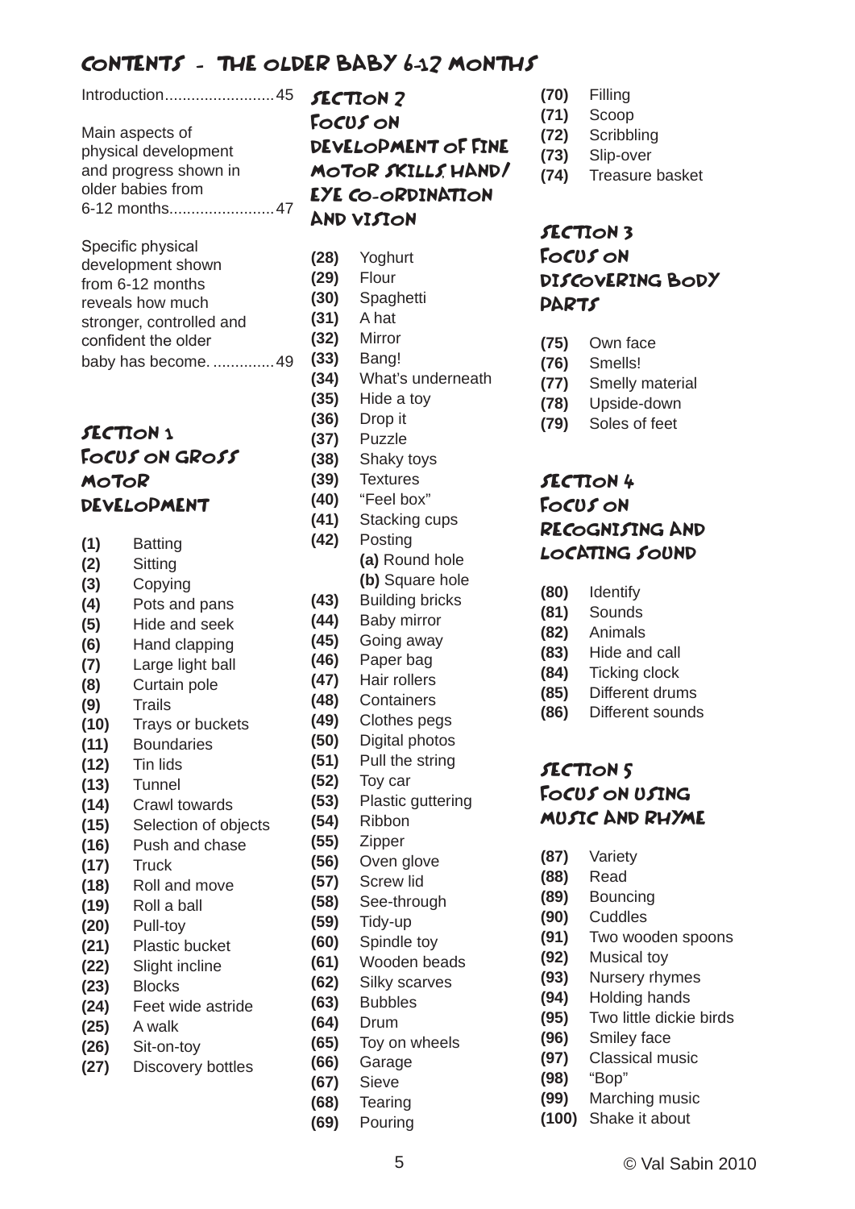# Contents - The Older Baby 6-12 Months

Introduction.........................45

Main aspects of physical development and progress shown in older babies from 6-12 months........................47

Specific physical development shown from 6-12 months reveals how much stronger, controlled and confident the older baby has become. ..............49

## Section 1 Focus on Gross Motor Development

- **(1)** Batting
- **(2)** Sitting
- **(3)** Copying
- **(4)** Pots and pans
- **(5)** Hide and seek
- **(6)** Hand clapping
- **(7)** Large light ball
- **(8)** Curtain pole
- **(9)** Trails
- **(10)** Trays or buckets
- **(11)** Boundaries
- **(12)** Tin lids
- **(13)** Tunnel
- **(14)** Crawl towards
- **(15)** Selection of objects
- **(16)** Push and chase
- **(17)** Truck
- **(18)** Roll and move
- **(19)** Roll a ball
- **(20)** Pull-toy
- **(21)** Plastic bucket
- **(22)** Slight incline
- **(23)** Blocks
- **(24)** Feet wide astride
- **(25)** A walk
- **(26)** Sit-on-toy
- **(27)** Discovery bottles

## Section 2 Focus on Development of Fine Motor Skills, Hand/Eye Co-ordination and Vision

- **(28)** Yoghurt
- **(29)** Flour
- **(30)** Spaghetti
- **(31)** A hat
- **(32)** Mirror
- **(33)** Bang!
- **(34)** What's underneath
- **(35)** Hide a toy
- **(36)** Drop it
- **(37)** Puzzle
- **(38)** Shaky toys
- **(39)** Textures
- **(40)** "Feel box"
- **(41)** Stacking cups
- **(42)** Posting
  - **(a)** Round hole
  - **(b)** Square hole
- **(43)** Building bricks
- **(44)** Baby mirror
- **(45)** Going away
- **(46)** Paper bag
- **(47)** Hair rollers
- **(48)** Containers
- **(49)** Clothes pegs
- **(50)** Digital photos
- **(51)** Pull the string
- **(52)** Toy car
- **(53)** Plastic guttering
- **(54)** Ribbon
- **(55)** Zipper
- **(56)** Oven glove
- **(57)** Screw lid
- **(58)** See-through
- **(59)** Tidy-up
- **(60)** Spindle toy
- **(61)** Wooden beads
- **(62)** Silky scarves
- **(63)** Bubbles
- **(64)** Drum
- **(65)** Toy on wheels
- **(66)** Garage
- **(67)** Sieve
- **(68)** Tearing
- **(69)** Pouring
- **(70)** Filling
- **(71)** Scoop
- **(72)** Scribbling
- **(73)** Slip-over
- **(74)** Treasure basket

## Section 3 Focus on Discovering Body Parts

- **(75)** Own face
- **(76)** Smells!
- **(77)** Smelly material
- **(78)** Upside-down
- **(79)** Soles of feet

## Section 4 Focus on Recognising and Locating Sound

- **(80)** Identify
- **(81)** Sounds
- **(82)** Animals
- **(83)** Hide and call
- **(84)** Ticking clock
- **(85)** Different drums
- **(86)** Different sounds

## Section 5 Focus on Using Music and Rhyme

- **(87)** Variety
- **(88)** Read
- **(89)** Bouncing
- **(90)** Cuddles
- **(91)** Two wooden spoons
- **(92)** Musical toy
- **(93)** Nursery rhymes
- **(94)** Holding hands
- **(95)** Two little dickie birds
- **(96)** Smiley face
- **(97)** Classical music
- **(98)** "Bop"
- **(99)** Marching music
- **(100)** Shake it about

© Val Sabin 2010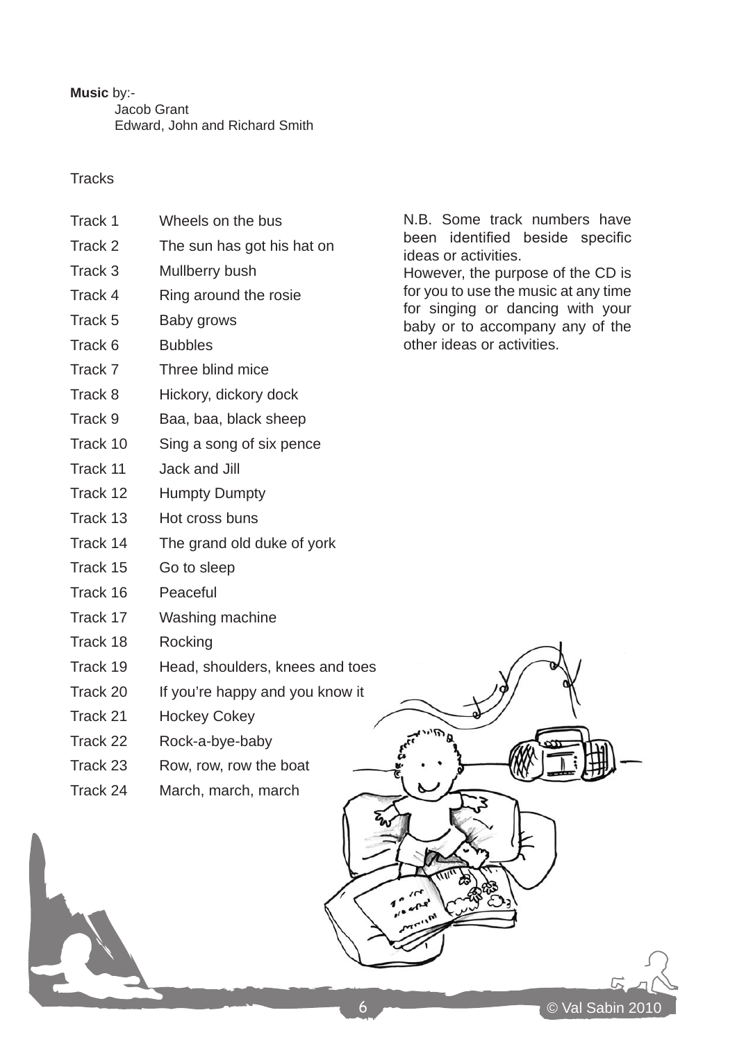**Music** by:-

Jacob Grant
Edward, John and Richard Smith

Tracks

| | |
|---|---|
| Track 1 | Wheels on the bus |
| Track 2 | The sun has got his hat on |
| Track 3 | Mullberry bush |
| Track 4 | Ring around the rosie |
| Track 5 | Baby grows |
| Track 6 | Bubbles |
| Track 7 | Three blind mice |
| Track 8 | Hickory, dickory dock |
| Track 9 | Baa, baa, black sheep |
| Track 10 | Sing a song of six pence |
| Track 11 | Jack and Jill |
| Track 12 | Humpty Dumpty |
| Track 13 | Hot cross buns |
| Track 14 | The grand old duke of york |
| Track 15 | Go to sleep |
| Track 16 | Peaceful |
| Track 17 | Washing machine |
| Track 18 | Rocking |
| Track 19 | Head, shoulders, knees and toes |
| Track 20 | If you're happy and you know it |
| Track 21 | Hockey Cokey |
| Track 22 | Rock-a-bye-baby |
| Track 23 | Row, row, row the boat |
| Track 24 | March, march, march |

N.B. Some track numbers have been identified beside specific ideas or activities.
However, the purpose of the CD is for you to use the music at any time for singing or dancing with your baby or to accompany any of the other ideas or activities.

© Val Sabin 2010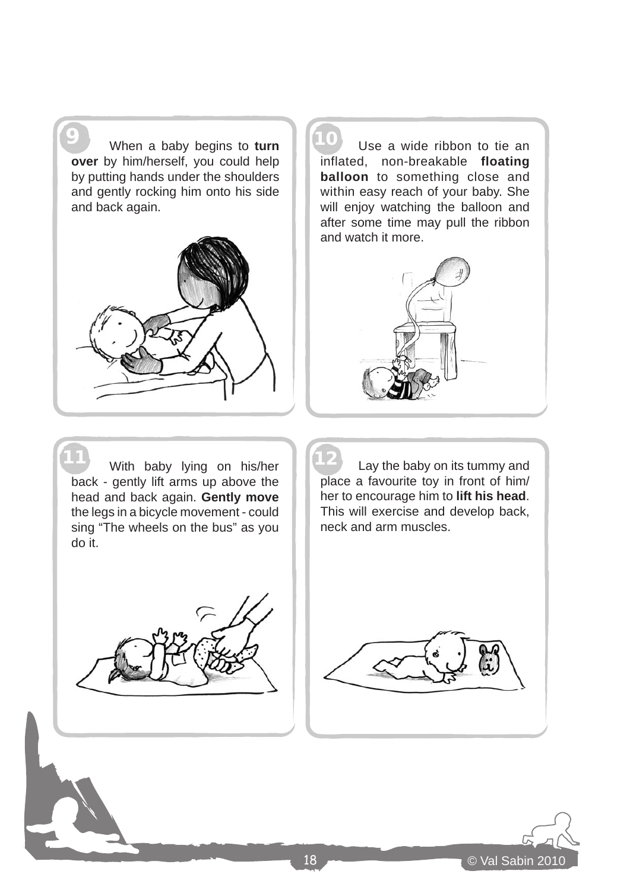**9** When a baby begins to **turn over** by him/herself, you could help by putting hands under the shoulders and gently rocking him onto his side and back again.

**10** Use a wide ribbon to tie an inflated, non-breakable **floating balloon** to something close and within easy reach of your baby. She will enjoy watching the balloon and after some time may pull the ribbon and watch it more.

**11** With baby lying on his/her back - gently lift arms up above the head and back again. **Gently move** the legs in a bicycle movement - could sing "The wheels on the bus" as you do it.

**12** Lay the baby on its tummy and place a favourite toy in front of him/her to encourage him to **lift his head**. This will exercise and develop back, neck and arm muscles.

© Val Sabin 2010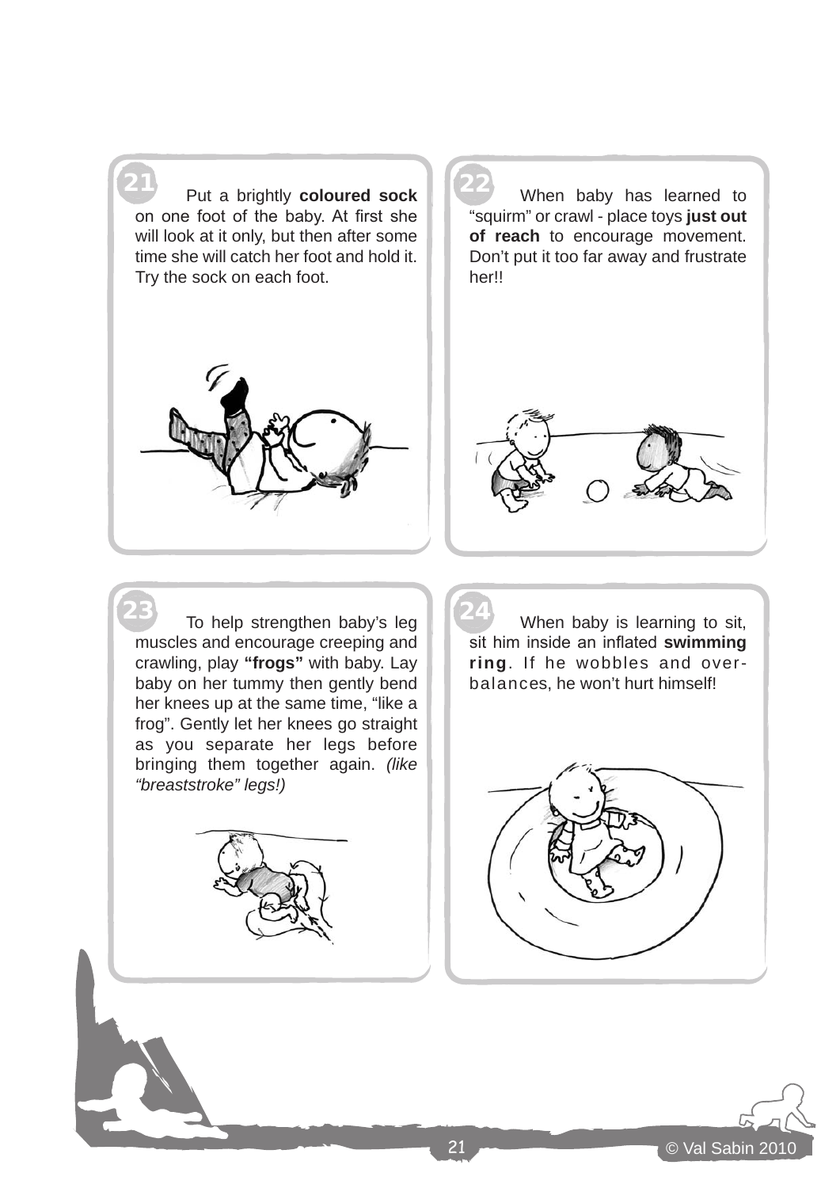**21** Put a brightly **coloured sock** on one foot of the baby. At first she will look at it only, but then after some time she will catch her foot and hold it. Try the sock on each foot.

**22** When baby has learned to "squirm" or crawl - place toys **just out of reach** to encourage movement. Don't put it too far away and frustrate her!!

**23** To help strengthen baby's leg muscles and encourage creeping and crawling, play **"frogs"** with baby. Lay baby on her tummy then gently bend her knees up at the same time, "like a frog". Gently let her knees go straight as you separate her legs before bringing them together again. *(like "breaststroke" legs!)*

**24** When baby is learning to sit, sit him inside an inflated **swimming ring**. If he wobbles and over-balances, he won't hurt himself!

© Val Sabin 2010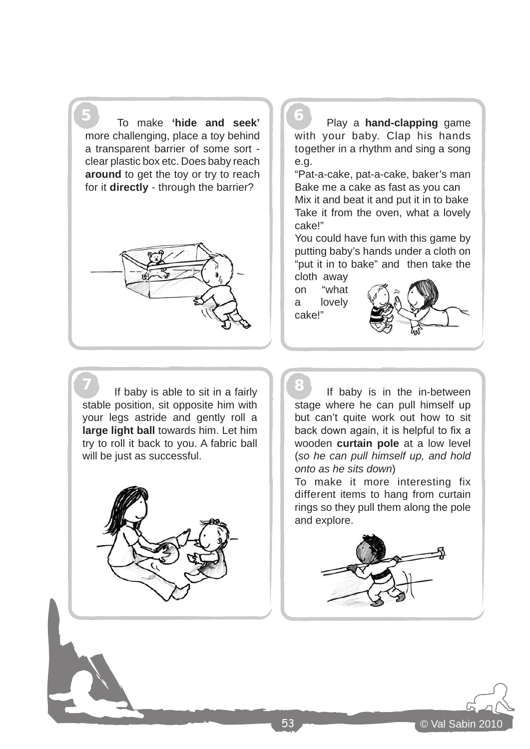**5** To make **'hide and seek'** more challenging, place a toy behind a transparent barrier of some sort - clear plastic box etc. Does baby reach **around** to get the toy or try to reach for it **directly** - through the barrier?

**6** Play a **hand-clapping** game with your baby. Clap his hands together in a rhythm and sing a song e.g.

"Pat-a-cake, pat-a-cake, baker's man
Bake me a cake as fast as you can
Mix it and beat it and put it in to bake
Take it from the oven, what a lovely cake!"

You could have fun with this game by putting baby's hands under a cloth on "put it in to bake" and then take the cloth away on "what a lovely cake!"

**7** If baby is able to sit in a fairly stable position, sit opposite him with your legs astride and gently roll a **large light ball** towards him. Let him try to roll it back to you. A fabric ball will be just as successful.

**8** If baby is in the in-between stage where he can pull himself up but can't quite work out how to sit back down again, it is helpful to fix a wooden **curtain pole** at a low level (*so he can pull himself up, and hold onto as he sits down*)

To make it more interesting fix different items to hang from curtain rings so they pull them along the pole and explore.

© Val Sabin 2010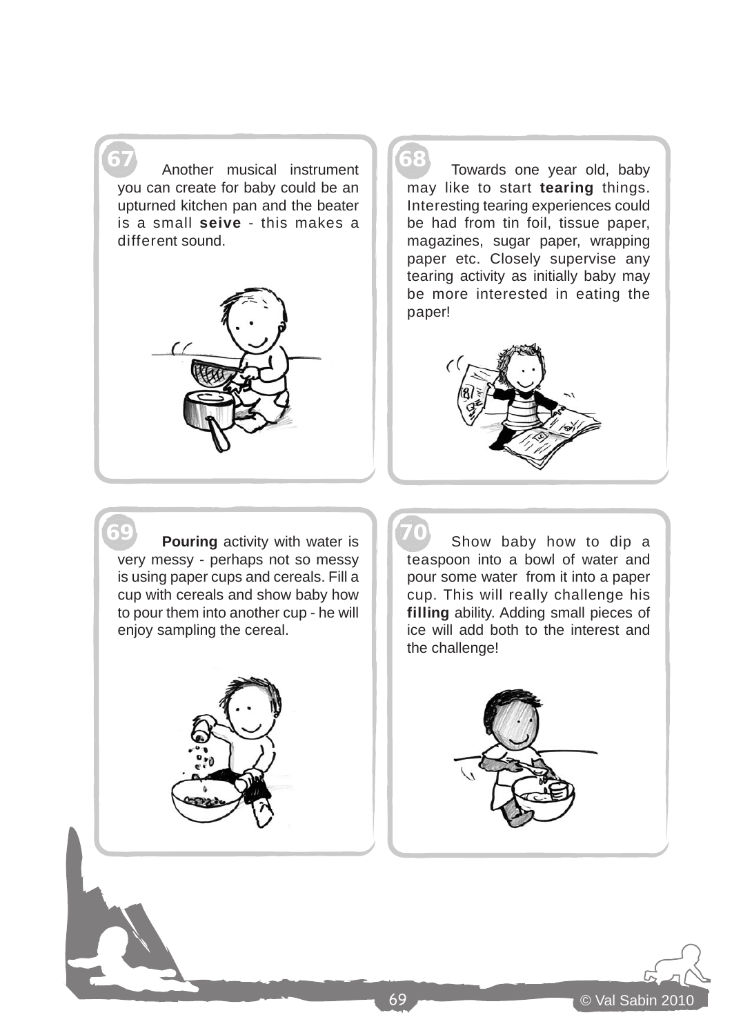**67** Another musical instrument you can create for baby could be an upturned kitchen pan and the beater is a small **seive** - this makes a different sound.

**68** Towards one year old, baby may like to start **tearing** things. Interesting tearing experiences could be had from tin foil, tissue paper, magazines, sugar paper, wrapping paper etc. Closely supervise any tearing activity as initially baby may be more interested in eating the paper!

**69** **Pouring** activity with water is very messy - perhaps not so messy is using paper cups and cereals. Fill a cup with cereals and show baby how to pour them into another cup - he will enjoy sampling the cereal.

**70** Show baby how to dip a teaspoon into a bowl of water and pour some water from it into a paper cup. This will really challenge his **filling** ability. Adding small pieces of ice will add both to the interest and the challenge!

© Val Sabin 2010